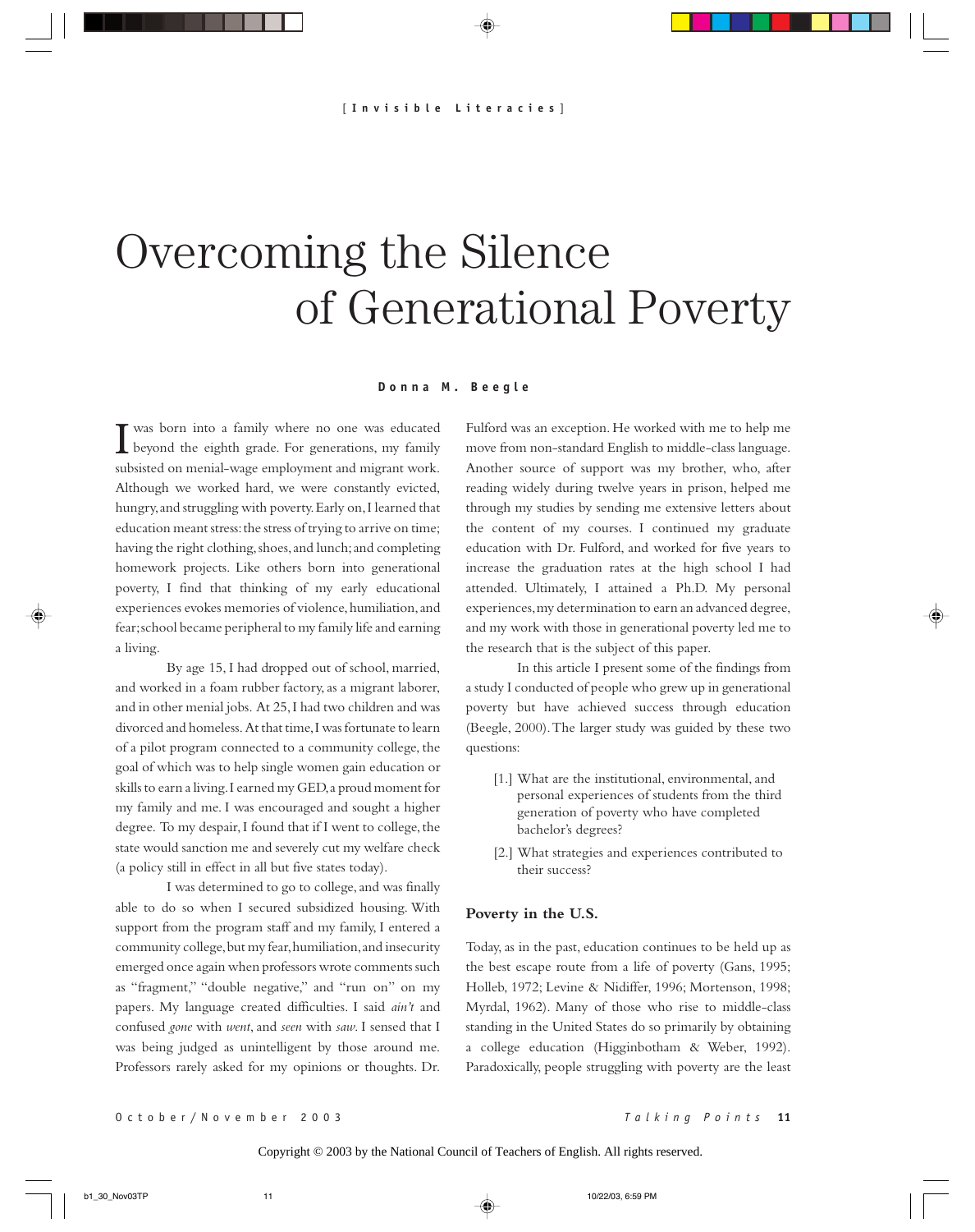# Overcoming the Silence of Generational Poverty

**Donna M. Beegle**

I was born into a family where no one was educated beyond the eighth grade. For generations, my family subsisted on menial-wage employment and migrant work. Although we worked hard, we were constantly evicted, hungry, and struggling with poverty. Early on, I learned that education meant stress: the stress of trying to arrive on time; having the right clothing, shoes, and lunch; and completing homework projects. Like others born into generational poverty, I find that thinking of my early educational experiences evokes memories of violence, humiliation, and fear; school became peripheral to my family life and earning a living.

By age 15, I had dropped out of school, married, and worked in a foam rubber factory, as a migrant laborer, and in other menial jobs. At 25, I had two children and was divorced and homeless. At that time, I was fortunate to learn of a pilot program connected to a community college, the goal of which was to help single women gain education or skills to earn a living. I earned my GED, a proud moment for my family and me. I was encouraged and sought a higher degree. To my despair, I found that if I went to college, the state would sanction me and severely cut my welfare check (a policy still in effect in all but five states today).

I was determined to go to college, and was finally able to do so when I secured subsidized housing. With support from the program staff and my family, I entered a community college, but my fear, humiliation, and insecurity emerged once again when professors wrote comments such as "fragment," "double negative," and "run on" on my papers. My language created difficulties. I said *ain't* and confused *gone* with *went*, and *seen* with *saw*. I sensed that I was being judged as unintelligent by those around me. Professors rarely asked for my opinions or thoughts. Dr. Fulford was an exception. He worked with me to help me move from non-standard English to middle-class language. Another source of support was my brother, who, after reading widely during twelve years in prison, helped me through my studies by sending me extensive letters about the content of my courses. I continued my graduate education with Dr. Fulford, and worked for five years to increase the graduation rates at the high school I had attended. Ultimately, I attained a Ph.D. My personal experiences, my determination to earn an advanced degree, and my work with those in generational poverty led me to the research that is the subject of this paper.

In this article I present some of the findings from a study I conducted of people who grew up in generational poverty but have achieved success through education (Beegle, 2000). The larger study was guided by these two questions:

[1.] What are the institutional, environmental, and personal experiences of students from the third generation of poverty who have completed bachelor's degrees?

[2.] What strategies and experiences contributed to their success?

## Poverty in the U.S.

Today, as in the past, education continues to be held up as the best escape route from a life of poverty (Gans, 1995; Holleb, 1972; Levine & Nidiffer, 1996; Mortenson, 1998; Myrdal, 1962). Many of those who rise to middle-class standing in the United States do so primarily by obtaining a college education (Higginbotham & Weber, 1992). Paradoxically, people struggling with poverty are the least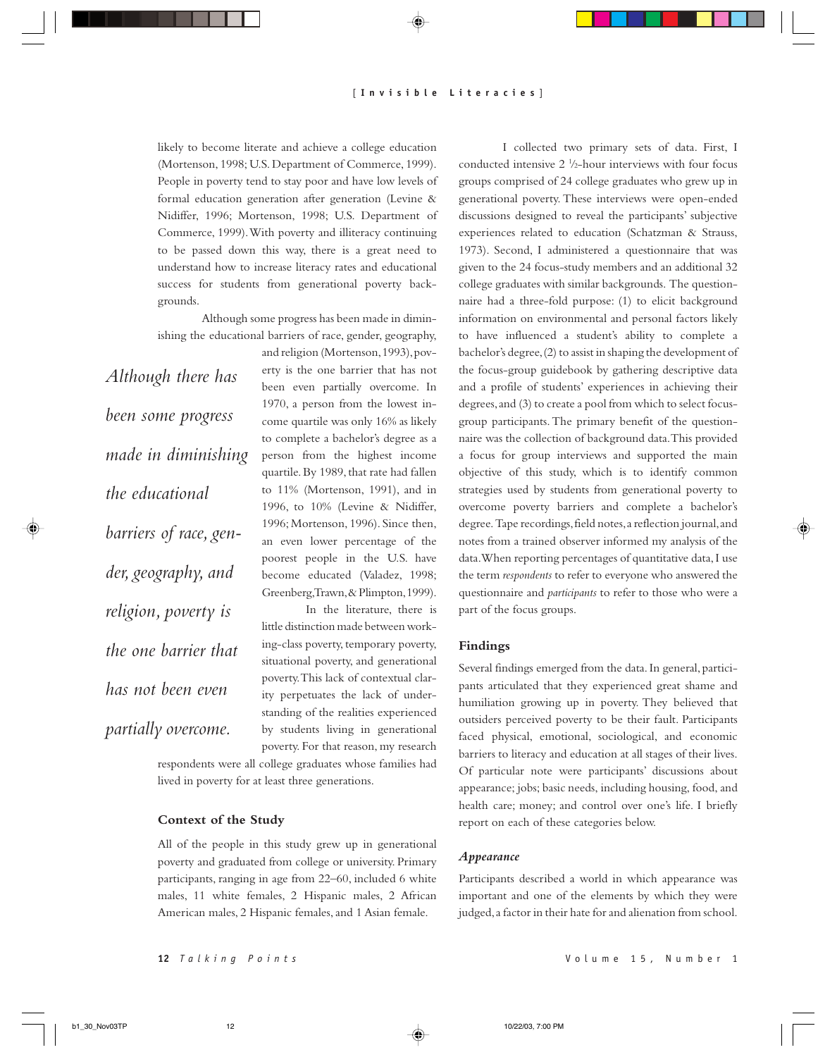likely to become literate and achieve a college education (Mortenson, 1998; U.S. Department of Commerce, 1999). People in poverty tend to stay poor and have low levels of formal education generation after generation (Levine & Nidiffer, 1996; Mortenson, 1998; U.S. Department of Commerce, 1999). With poverty and illiteracy continuing to be passed down this way, there is a great need to understand how to increase literacy rates and educational success for students from generational poverty backgrounds.

Although some progress has been made in diminishing the educational barriers of race, gender, geography, and religion (Mortenson, 1993), poverty is the one barrier that has not been even partially overcome. In 1970, a person from the lowest income quartile was only 16% as likely to complete a bachelor's degree as a person from the highest income quartile. By 1989, that rate had fallen to 11% (Mortenson, 1991), and in 1996, to 10% (Levine & Nidiffer, 1996; Mortenson, 1996). Since then, an even lower percentage of the poorest people in the U.S. have become educated (Valadez, 1998; Greenberg, Trawn, & Plimpton, 1999).

> *Although there has been some progress made in diminishing the educational barriers of race, gender, geography, and religion, poverty is the one barrier that has not been even partially overcome.*

In the literature, there is little distinction made between working-class poverty, temporary poverty, situational poverty, and generational poverty. This lack of contextual clarity perpetuates the lack of understanding of the realities experienced by students living in generational poverty. For that reason, my research respondents were all college graduates whose families had lived in poverty for at least three generations.

## Context of the Study

All of the people in this study grew up in generational poverty and graduated from college or university. Primary participants, ranging in age from 22–60, included 6 white males, 11 white females, 2 Hispanic males, 2 African American males, 2 Hispanic females, and 1 Asian female.

I collected two primary sets of data. First, I conducted intensive 2 ½-hour interviews with four focus groups comprised of 24 college graduates who grew up in generational poverty. These interviews were open-ended discussions designed to reveal the participants' subjective experiences related to education (Schatzman & Strauss, 1973). Second, I administered a questionnaire that was given to the 24 focus-study members and an additional 32 college graduates with similar backgrounds. The questionnaire had a three-fold purpose: (1) to elicit background information on environmental and personal factors likely to have influenced a student's ability to complete a bachelor's degree, (2) to assist in shaping the development of the focus-group guidebook by gathering descriptive data and a profile of students' experiences in achieving their degrees, and (3) to create a pool from which to select focus-group participants. The primary benefit of the questionnaire was the collection of background data. This provided a focus for group interviews and supported the main objective of this study, which is to identify common strategies used by students from generational poverty to overcome poverty barriers and complete a bachelor's degree. Tape recordings, field notes, a reflection journal, and notes from a trained observer informed my analysis of the data. When reporting percentages of quantitative data, I use the term *respondents* to refer to everyone who answered the questionnaire and *participants* to refer to those who were a part of the focus groups.

## Findings

Several findings emerged from the data. In general, participants articulated that they experienced great shame and humiliation growing up in poverty. They believed that outsiders perceived poverty to be their fault. Participants faced physical, emotional, sociological, and economic barriers to literacy and education at all stages of their lives. Of particular note were participants' discussions about appearance; jobs; basic needs, including housing, food, and health care; money; and control over one's life. I briefly report on each of these categories below.

### *Appearance*

Participants described a world in which appearance was important and one of the elements by which they were judged, a factor in their hate for and alienation from school.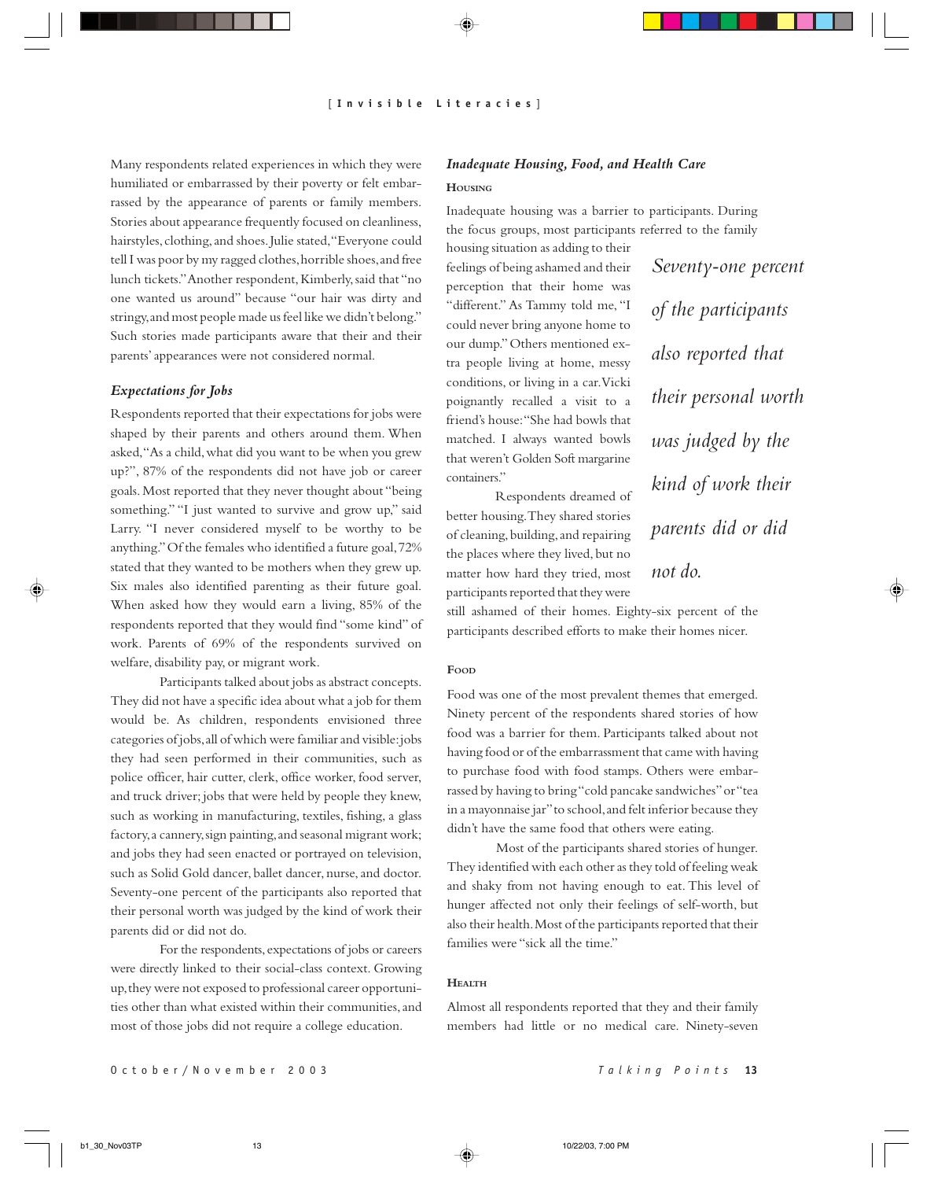Many respondents related experiences in which they were humiliated or embarrassed by their poverty or felt embarrassed by the appearance of parents or family members. Stories about appearance frequently focused on cleanliness, hairstyles, clothing, and shoes. Julie stated, "Everyone could tell I was poor by my ragged clothes, horrible shoes, and free lunch tickets." Another respondent, Kimberly, said that "no one wanted us around" because "our hair was dirty and stringy, and most people made us feel like we didn't belong." Such stories made participants aware that their and their parents' appearances were not considered normal.

### *Expectations for Jobs*

Respondents reported that their expectations for jobs were shaped by their parents and others around them. When asked, "As a child, what did you want to be when you grew up?", 87% of the respondents did not have job or career goals. Most reported that they never thought about "being something." "I just wanted to survive and grow up," said Larry. "I never considered myself to be worthy to be anything." Of the females who identified a future goal, 72% stated that they wanted to be mothers when they grew up. Six males also identified parenting as their future goal. When asked how they would earn a living, 85% of the respondents reported that they would find "some kind" of work. Parents of 69% of the respondents survived on welfare, disability pay, or migrant work.

Participants talked about jobs as abstract concepts. They did not have a specific idea about what a job for them would be. As children, respondents envisioned three categories of jobs, all of which were familiar and visible: jobs they had seen performed in their communities, such as police officer, hair cutter, clerk, office worker, food server, and truck driver; jobs that were held by people they knew, such as working in manufacturing, textiles, fishing, a glass factory, a cannery, sign painting, and seasonal migrant work; and jobs they had seen enacted or portrayed on television, such as Solid Gold dancer, ballet dancer, nurse, and doctor. Seventy-one percent of the participants also reported that their personal worth was judged by the kind of work their parents did or did not do.

For the respondents, expectations of jobs or careers were directly linked to their social-class context. Growing up, they were not exposed to professional career opportunities other than what existed within their communities, and most of those jobs did not require a college education.

### *Inadequate Housing, Food, and Health Care*

#### Housing

Inadequate housing was a barrier to participants. During the focus groups, most participants referred to the family housing situation as adding to their feelings of being ashamed and their perception that their home was "different." As Tammy told me, "I could never bring anyone home to our dump." Others mentioned extra people living at home, messy conditions, or living in a car. Vicki poignantly recalled a visit to a friend's house: "She had bowls that matched. I always wanted bowls that weren't Golden Soft margarine containers."

> *Seventy-one percent of the participants also reported that their personal worth was judged by the kind of work their parents did or did not do.*

Respondents dreamed of better housing. They shared stories of cleaning, building, and repairing the places where they lived, but no matter how hard they tried, most participants reported that they were still ashamed of their homes. Eighty-six percent of the participants described efforts to make their homes nicer.

#### Food

Food was one of the most prevalent themes that emerged. Ninety percent of the respondents shared stories of how food was a barrier for them. Participants talked about not having food or of the embarrassment that came with having to purchase food with food stamps. Others were embarrassed by having to bring "cold pancake sandwiches" or "tea in a mayonnaise jar" to school, and felt inferior because they didn't have the same food that others were eating.

Most of the participants shared stories of hunger. They identified with each other as they told of feeling weak and shaky from not having enough to eat. This level of hunger affected not only their feelings of self-worth, but also their health. Most of the participants reported that their families were "sick all the time."

#### Health

Almost all respondents reported that they and their family members had little or no medical care. Ninety-seven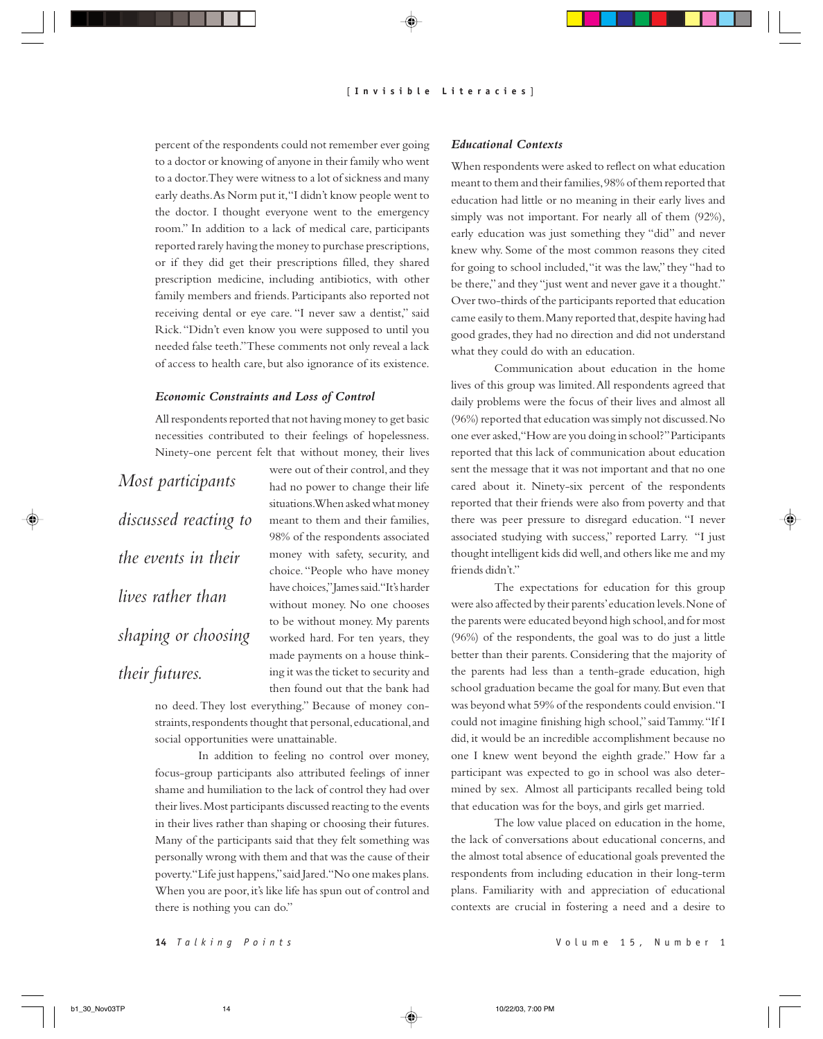percent of the respondents could not remember ever going to a doctor or knowing of anyone in their family who went to a doctor. They were witness to a lot of sickness and many early deaths. As Norm put it, "I didn't know people went to the doctor. I thought everyone went to the emergency room." In addition to a lack of medical care, participants reported rarely having the money to purchase prescriptions, or if they did get their prescriptions filled, they shared prescription medicine, including antibiotics, with other family members and friends. Participants also reported not receiving dental or eye care. "I never saw a dentist," said Rick. "Didn't even know you were supposed to until you needed false teeth." These comments not only reveal a lack of access to health care, but also ignorance of its existence.

### *Economic Constraints and Loss of Control*

All respondents reported that not having money to get basic necessities contributed to their feelings of hopelessness. Ninety-one percent felt that without money, their lives were out of their control, and they had no power to change their life situations. When asked what money meant to them and their families, 98% of the respondents associated money with safety, security, and choice. "People who have money have choices," James said. "It's harder without money. No one chooses to be without money. My parents worked hard. For ten years, they made payments on a house thinking it was the ticket to security and then found out that the bank had no deed. They lost everything." Because of money constraints, respondents thought that personal, educational, and social opportunities were unattainable.

> *Most participants discussed reacting to the events in their lives rather than shaping or choosing their futures.*

In addition to feeling no control over money, focus-group participants also attributed feelings of inner shame and humiliation to the lack of control they had over their lives. Most participants discussed reacting to the events in their lives rather than shaping or choosing their futures. Many of the participants said that they felt something was personally wrong with them and that was the cause of their poverty. "Life just happens," said Jared. "No one makes plans. When you are poor, it's like life has spun out of control and there is nothing you can do."

### *Educational Contexts*

When respondents were asked to reflect on what education meant to them and their families, 98% of them reported that education had little or no meaning in their early lives and simply was not important. For nearly all of them (92%), early education was just something they "did" and never knew why. Some of the most common reasons they cited for going to school included, "it was the law," they "had to be there," and they "just went and never gave it a thought." Over two-thirds of the participants reported that education came easily to them. Many reported that, despite having had good grades, they had no direction and did not understand what they could do with an education.

Communication about education in the home lives of this group was limited. All respondents agreed that daily problems were the focus of their lives and almost all (96%) reported that education was simply not discussed. No one ever asked, "How are you doing in school?" Participants reported that this lack of communication about education sent the message that it was not important and that no one cared about it. Ninety-six percent of the respondents reported that their friends were also from poverty and that there was peer pressure to disregard education. "I never associated studying with success," reported Larry. "I just thought intelligent kids did well, and others like me and my friends didn't."

The expectations for education for this group were also affected by their parents' education levels. None of the parents were educated beyond high school, and for most (96%) of the respondents, the goal was to do just a little better than their parents. Considering that the majority of the parents had less than a tenth-grade education, high school graduation became the goal for many. But even that was beyond what 59% of the respondents could envision. "I could not imagine finishing high school," said Tammy. "If I did, it would be an incredible accomplishment because no one I knew went beyond the eighth grade." How far a participant was expected to go in school was also determined by sex. Almost all participants recalled being told that education was for the boys, and girls get married.

The low value placed on education in the home, the lack of conversations about educational concerns, and the almost total absence of educational goals prevented the respondents from including education in their long-term plans. Familiarity with and appreciation of educational contexts are crucial in fostering a need and a desire to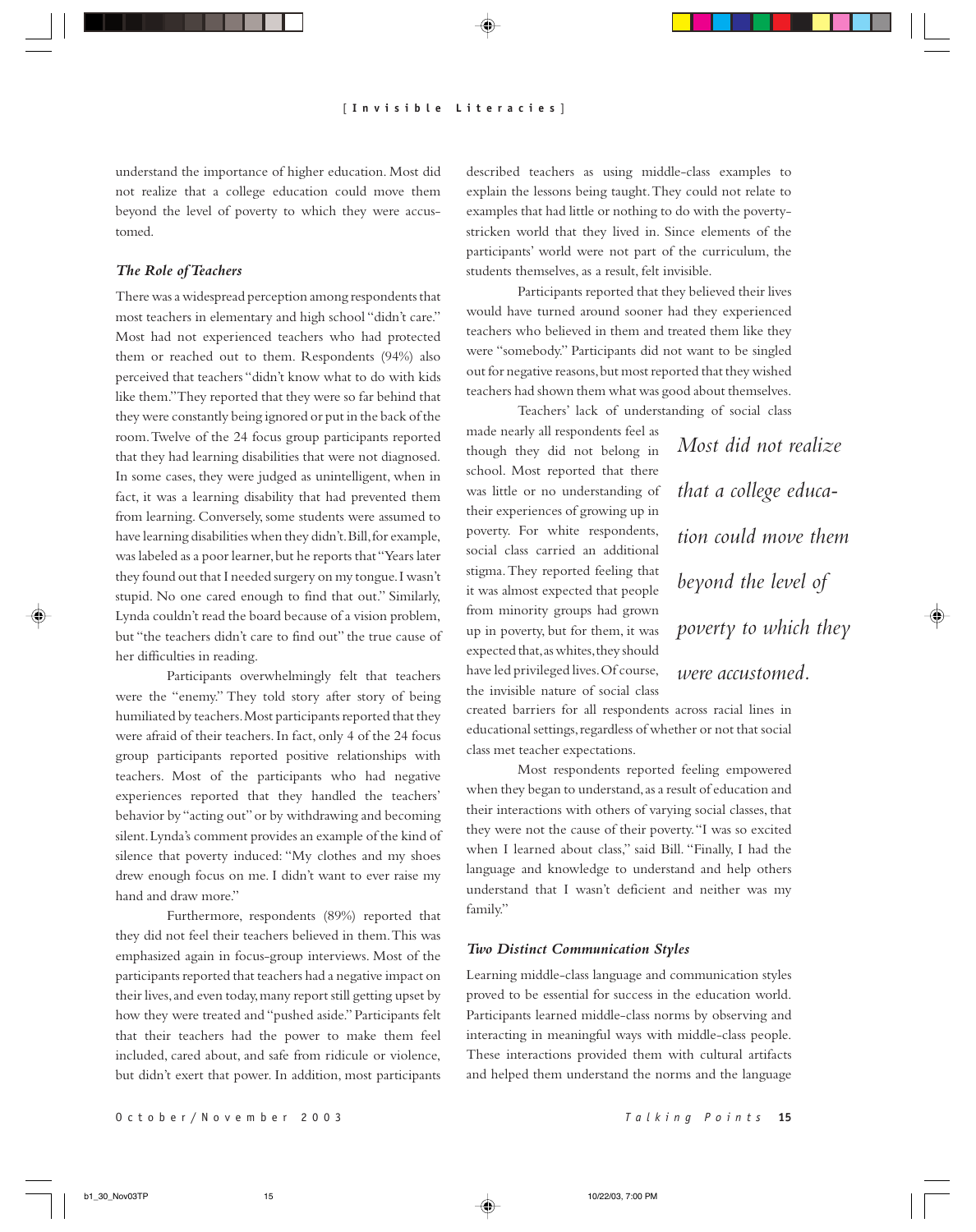understand the importance of higher education. Most did not realize that a college education could move them beyond the level of poverty to which they were accustomed.

### *The Role of Teachers*

There was a widespread perception among respondents that most teachers in elementary and high school "didn't care." Most had not experienced teachers who had protected them or reached out to them. Respondents (94%) also perceived that teachers "didn't know what to do with kids like them." They reported that they were so far behind that they were constantly being ignored or put in the back of the room. Twelve of the 24 focus group participants reported that they had learning disabilities that were not diagnosed. In some cases, they were judged as unintelligent, when in fact, it was a learning disability that had prevented them from learning. Conversely, some students were assumed to have learning disabilities when they didn't. Bill, for example, was labeled as a poor learner, but he reports that "Years later they found out that I needed surgery on my tongue. I wasn't stupid. No one cared enough to find that out." Similarly, Lynda couldn't read the board because of a vision problem, but "the teachers didn't care to find out" the true cause of her difficulties in reading.

Participants overwhelmingly felt that teachers were the "enemy." They told story after story of being humiliated by teachers. Most participants reported that they were afraid of their teachers. In fact, only 4 of the 24 focus group participants reported positive relationships with teachers. Most of the participants who had negative experiences reported that they handled the teachers' behavior by "acting out" or by withdrawing and becoming silent. Lynda's comment provides an example of the kind of silence that poverty induced: "My clothes and my shoes drew enough focus on me. I didn't want to ever raise my hand and draw more."

Furthermore, respondents (89%) reported that they did not feel their teachers believed in them. This was emphasized again in focus-group interviews. Most of the participants reported that teachers had a negative impact on their lives, and even today, many report still getting upset by how they were treated and "pushed aside." Participants felt that their teachers had the power to make them feel included, cared about, and safe from ridicule or violence, but didn't exert that power. In addition, most participants described teachers as using middle-class examples to explain the lessons being taught. They could not relate to examples that had little or nothing to do with the poverty-stricken world that they lived in. Since elements of the participants' world were not part of the curriculum, the students themselves, as a result, felt invisible.

Participants reported that they believed their lives would have turned around sooner had they experienced teachers who believed in them and treated them like they were "somebody." Participants did not want to be singled out for negative reasons, but most reported that they wished teachers had shown them what was good about themselves.

Teachers' lack of understanding of social class made nearly all respondents feel as though they did not belong in school. Most reported that there was little or no understanding of their experiences of growing up in poverty. For white respondents, social class carried an additional stigma. They reported feeling that it was almost expected that people from minority groups had grown up in poverty, but for them, it was expected that, as whites, they should have led privileged lives. Of course, the invisible nature of social class created barriers for all respondents across racial lines in educational settings, regardless of whether or not that social class met teacher expectations.

> *Most did not realize that a college education could move them beyond the level of poverty to which they were accustomed.*

Most respondents reported feeling empowered when they began to understand, as a result of education and their interactions with others of varying social classes, that they were not the cause of their poverty. "I was so excited when I learned about class," said Bill. "Finally, I had the language and knowledge to understand and help others understand that I wasn't deficient and neither was my family."

### *Two Distinct Communication Styles*

Learning middle-class language and communication styles proved to be essential for success in the education world. Participants learned middle-class norms by observing and interacting in meaningful ways with middle-class people. These interactions provided them with cultural artifacts and helped them understand the norms and the language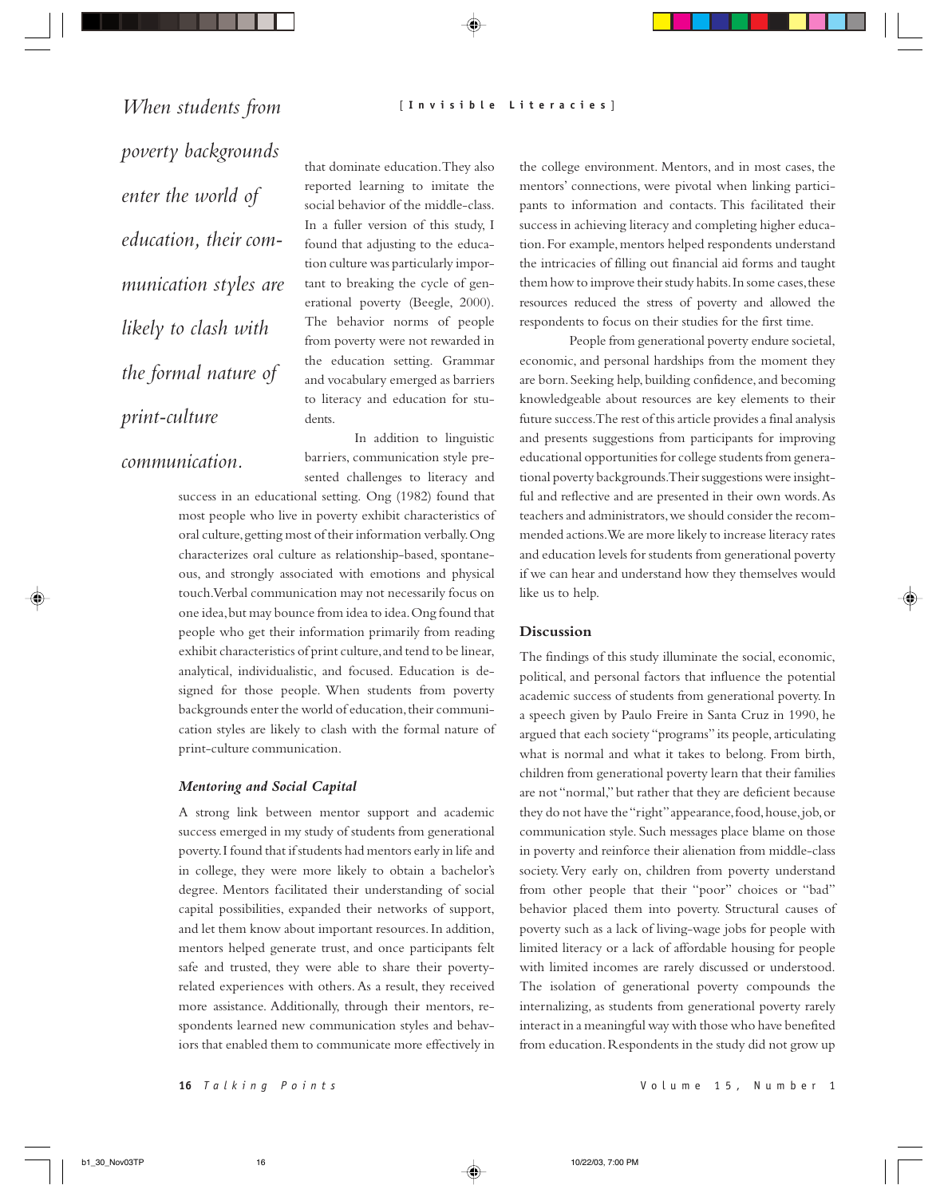*When students from poverty backgrounds enter the world of education, their communication styles are likely to clash with the formal nature of print-culture communication.*

that dominate education. They also reported learning to imitate the social behavior of the middle-class. In a fuller version of this study, I found that adjusting to the education culture was particularly important to breaking the cycle of generational poverty (Beegle, 2000). The behavior norms of people from poverty were not rewarded in the education setting. Grammar and vocabulary emerged as barriers to literacy and education for students.

In addition to linguistic barriers, communication style presented challenges to literacy and success in an educational setting. Ong (1982) found that most people who live in poverty exhibit characteristics of oral culture, getting most of their information verbally. Ong characterizes oral culture as relationship-based, spontaneous, and strongly associated with emotions and physical touch. Verbal communication may not necessarily focus on one idea, but may bounce from idea to idea. Ong found that people who get their information primarily from reading exhibit characteristics of print culture, and tend to be linear, analytical, individualistic, and focused. Education is designed for those people. When students from poverty backgrounds enter the world of education, their communication styles are likely to clash with the formal nature of print-culture communication.

### *Mentoring and Social Capital*

A strong link between mentor support and academic success emerged in my study of students from generational poverty. I found that if students had mentors early in life and in college, they were more likely to obtain a bachelor's degree. Mentors facilitated their understanding of social capital possibilities, expanded their networks of support, and let them know about important resources. In addition, mentors helped generate trust, and once participants felt safe and trusted, they were able to share their poverty-related experiences with others. As a result, they received more assistance. Additionally, through their mentors, respondents learned new communication styles and behaviors that enabled them to communicate more effectively in the college environment. Mentors, and in most cases, the mentors' connections, were pivotal when linking participants to information and contacts. This facilitated their success in achieving literacy and completing higher education. For example, mentors helped respondents understand the intricacies of filling out financial aid forms and taught them how to improve their study habits. In some cases, these resources reduced the stress of poverty and allowed the respondents to focus on their studies for the first time.

People from generational poverty endure societal, economic, and personal hardships from the moment they are born. Seeking help, building confidence, and becoming knowledgeable about resources are key elements to their future success. The rest of this article provides a final analysis and presents suggestions from participants for improving educational opportunities for college students from generational poverty backgrounds. Their suggestions were insightful and reflective and are presented in their own words. As teachers and administrators, we should consider the recommended actions. We are more likely to increase literacy rates and education levels for students from generational poverty if we can hear and understand how they themselves would like us to help.

## Discussion

The findings of this study illuminate the social, economic, political, and personal factors that influence the potential academic success of students from generational poverty. In a speech given by Paulo Freire in Santa Cruz in 1990, he argued that each society "programs" its people, articulating what is normal and what it takes to belong. From birth, children from generational poverty learn that their families are not "normal," but rather that they are deficient because they do not have the "right" appearance, food, house, job, or communication style. Such messages place blame on those in poverty and reinforce their alienation from middle-class society. Very early on, children from poverty understand from other people that their "poor" choices or "bad" behavior placed them into poverty. Structural causes of poverty such as a lack of living-wage jobs for people with limited literacy or a lack of affordable housing for people with limited incomes are rarely discussed or understood. The isolation of generational poverty compounds the internalizing, as students from generational poverty rarely interact in a meaningful way with those who have benefited from education. Respondents in the study did not grow up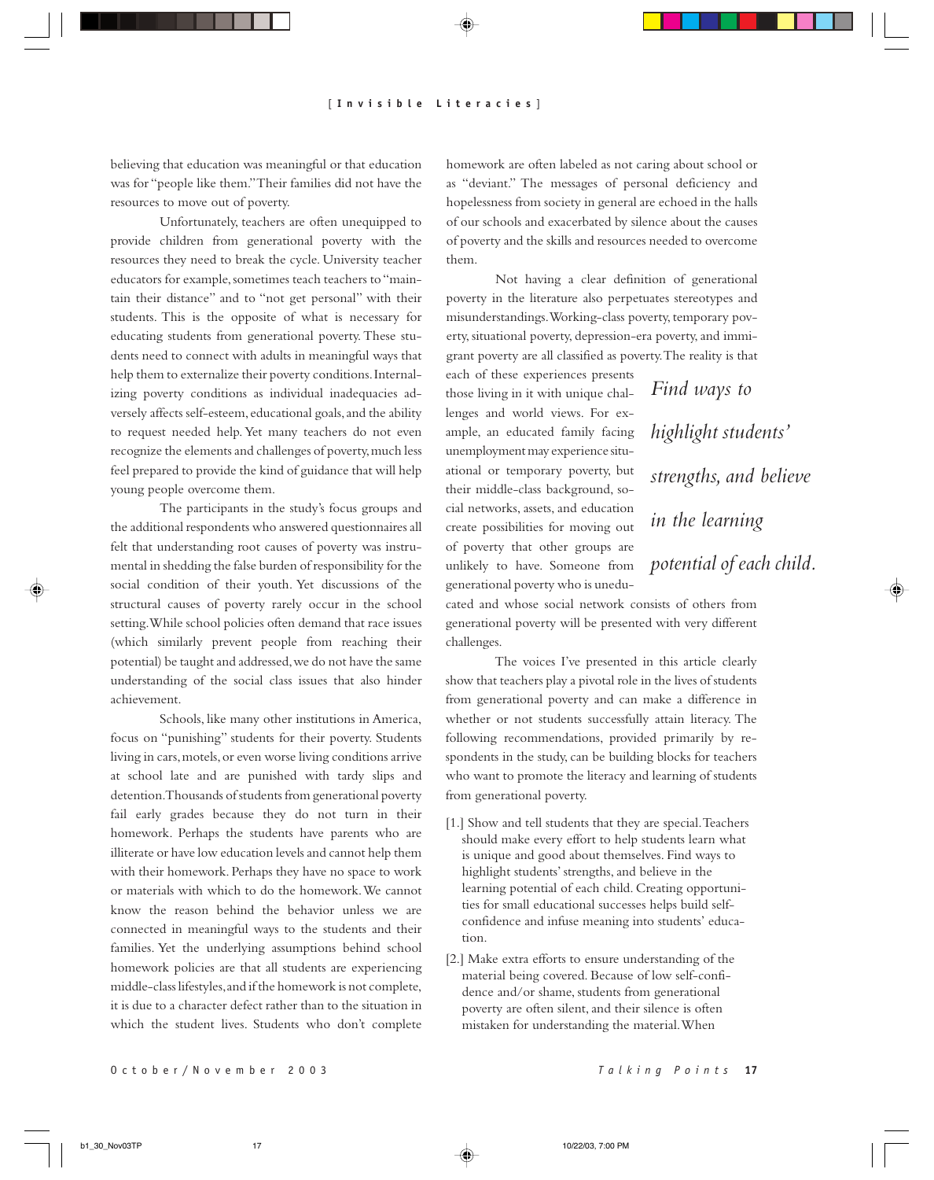believing that education was meaningful or that education was for "people like them." Their families did not have the resources to move out of poverty.

Unfortunately, teachers are often unequipped to provide children from generational poverty with the resources they need to break the cycle. University teacher educators for example, sometimes teach teachers to "maintain their distance" and to "not get personal" with their students. This is the opposite of what is necessary for educating students from generational poverty. These students need to connect with adults in meaningful ways that help them to externalize their poverty conditions. Internalizing poverty conditions as individual inadequacies adversely affects self-esteem, educational goals, and the ability to request needed help. Yet many teachers do not even recognize the elements and challenges of poverty, much less feel prepared to provide the kind of guidance that will help young people overcome them.

The participants in the study's focus groups and the additional respondents who answered questionnaires all felt that understanding root causes of poverty was instrumental in shedding the false burden of responsibility for the social condition of their youth. Yet discussions of the structural causes of poverty rarely occur in the school setting. While school policies often demand that race issues (which similarly prevent people from reaching their potential) be taught and addressed, we do not have the same understanding of the social class issues that also hinder achievement.

Schools, like many other institutions in America, focus on "punishing" students for their poverty. Students living in cars, motels, or even worse living conditions arrive at school late and are punished with tardy slips and detention. Thousands of students from generational poverty fail early grades because they do not turn in their homework. Perhaps the students have parents who are illiterate or have low education levels and cannot help them with their homework. Perhaps they have no space to work or materials with which to do the homework. We cannot know the reason behind the behavior unless we are connected in meaningful ways to the students and their families. Yet the underlying assumptions behind school homework policies are that all students are experiencing middle-class lifestyles, and if the homework is not complete, it is due to a character defect rather than to the situation in which the student lives. Students who don't complete homework are often labeled as not caring about school or as "deviant." The messages of personal deficiency and hopelessness from society in general are echoed in the halls of our schools and exacerbated by silence about the causes of poverty and the skills and resources needed to overcome them.

Not having a clear definition of generational poverty in the literature also perpetuates stereotypes and misunderstandings. Working-class poverty, temporary poverty, situational poverty, depression-era poverty, and immigrant poverty are all classified as poverty. The reality is that each of these experiences presents those living in it with unique challenges and world views. For example, an educated family facing unemployment may experience situational or temporary poverty, but their middle-class background, social networks, assets, and education create possibilities for moving out of poverty that other groups are unlikely to have. Someone from generational poverty who is uneducated and whose social network consists of others from generational poverty will be presented with very different challenges.

> *Find ways to highlight students' strengths, and believe in the learning potential of each child.*

The voices I've presented in this article clearly show that teachers play a pivotal role in the lives of students from generational poverty and can make a difference in whether or not students successfully attain literacy. The following recommendations, provided primarily by respondents in the study, can be building blocks for teachers who want to promote the literacy and learning of students from generational poverty.

[1.] Show and tell students that they are special. Teachers should make every effort to help students learn what is unique and good about themselves. Find ways to highlight students' strengths, and believe in the learning potential of each child. Creating opportunities for small educational successes helps build self-confidence and infuse meaning into students' education.

[2.] Make extra efforts to ensure understanding of the material being covered. Because of low self-confidence and/or shame, students from generational poverty are often silent, and their silence is often mistaken for understanding the material. When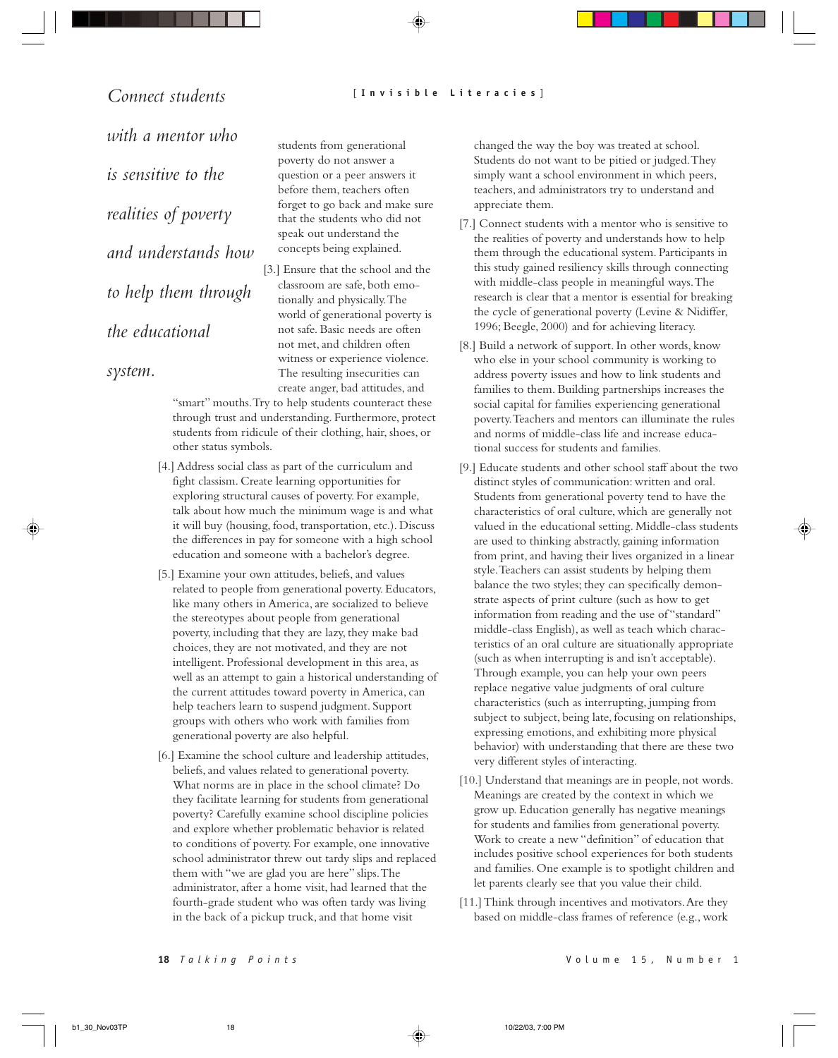*Connect students with a mentor who is sensitive to the realities of poverty and understands how to help them through the educational system.*

students from generational poverty do not answer a question or a peer answers it before them, teachers often forget to go back and make sure that the students who did not speak out understand the concepts being explained.

[3.] Ensure that the school and the classroom are safe, both emotionally and physically. The world of generational poverty is not safe. Basic needs are often not met, and children often witness or experience violence. The resulting insecurities can create anger, bad attitudes, and "smart" mouths. Try to help students counteract these through trust and understanding. Furthermore, protect students from ridicule of their clothing, hair, shoes, or other status symbols.

[4.] Address social class as part of the curriculum and fight classism. Create learning opportunities for exploring structural causes of poverty. For example, talk about how much the minimum wage is and what it will buy (housing, food, transportation, etc.). Discuss the differences in pay for someone with a high school education and someone with a bachelor's degree.

[5.] Examine your own attitudes, beliefs, and values related to people from generational poverty. Educators, like many others in America, are socialized to believe the stereotypes about people from generational poverty, including that they are lazy, they make bad choices, they are not motivated, and they are not intelligent. Professional development in this area, as well as an attempt to gain a historical understanding of the current attitudes toward poverty in America, can help teachers learn to suspend judgment. Support groups with others who work with families from generational poverty are also helpful.

[6.] Examine the school culture and leadership attitudes, beliefs, and values related to generational poverty. What norms are in place in the school climate? Do they facilitate learning for students from generational poverty? Carefully examine school discipline policies and explore whether problematic behavior is related to conditions of poverty. For example, one innovative school administrator threw out tardy slips and replaced them with "we are glad you are here" slips. The administrator, after a home visit, had learned that the fourth-grade student who was often tardy was living in the back of a pickup truck, and that home visit changed the way the boy was treated at school. Students do not want to be pitied or judged. They simply want a school environment in which peers, teachers, and administrators try to understand and appreciate them.

[7.] Connect students with a mentor who is sensitive to the realities of poverty and understands how to help them through the educational system. Participants in this study gained resiliency skills through connecting with middle-class people in meaningful ways. The research is clear that a mentor is essential for breaking the cycle of generational poverty (Levine & Nidiffer, 1996; Beegle, 2000) and for achieving literacy.

[8.] Build a network of support. In other words, know who else in your school community is working to address poverty issues and how to link students and families to them. Building partnerships increases the social capital for families experiencing generational poverty. Teachers and mentors can illuminate the rules and norms of middle-class life and increase educational success for students and families.

[9.] Educate students and other school staff about the two distinct styles of communication: written and oral. Students from generational poverty tend to have the characteristics of oral culture, which are generally not valued in the educational setting. Middle-class students are used to thinking abstractly, gaining information from print, and having their lives organized in a linear style. Teachers can assist students by helping them balance the two styles; they can specifically demonstrate aspects of print culture (such as how to get information from reading and the use of "standard" middle-class English), as well as teach which characteristics of an oral culture are situationally appropriate (such as when interrupting is and isn't acceptable). Through example, you can help your own peers replace negative value judgments of oral culture characteristics (such as interrupting, jumping from subject to subject, being late, focusing on relationships, expressing emotions, and exhibiting more physical behavior) with understanding that there are these two very different styles of interacting.

[10.] Understand that meanings are in people, not words. Meanings are created by the context in which we grow up. Education generally has negative meanings for students and families from generational poverty. Work to create a new "definition" of education that includes positive school experiences for both students and families. One example is to spotlight children and let parents clearly see that you value their child.

[11.] Think through incentives and motivators. Are they based on middle-class frames of reference (e.g., work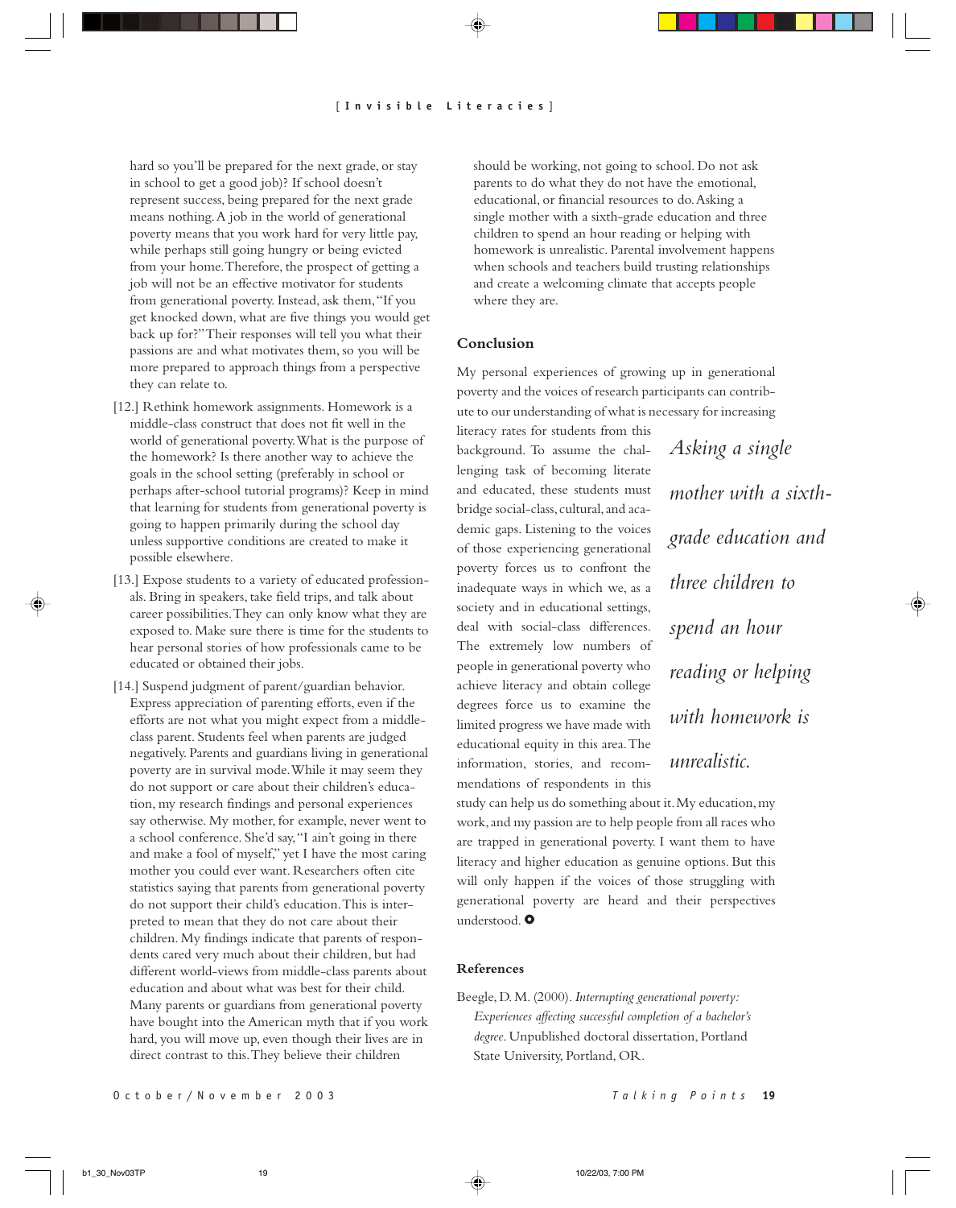hard so you'll be prepared for the next grade, or stay in school to get a good job)? If school doesn't represent success, being prepared for the next grade means nothing. A job in the world of generational poverty means that you work hard for very little pay, while perhaps still going hungry or being evicted from your home. Therefore, the prospect of getting a job will not be an effective motivator for students from generational poverty. Instead, ask them, "If you get knocked down, what are five things you would get back up for?" Their responses will tell you what their passions are and what motivates them, so you will be more prepared to approach things from a perspective they can relate to.

[12.] Rethink homework assignments. Homework is a middle-class construct that does not fit well in the world of generational poverty. What is the purpose of the homework? Is there another way to achieve the goals in the school setting (preferably in school or perhaps after-school tutorial programs)? Keep in mind that learning for students from generational poverty is going to happen primarily during the school day unless supportive conditions are created to make it possible elsewhere.

[13.] Expose students to a variety of educated professionals. Bring in speakers, take field trips, and talk about career possibilities. They can only know what they are exposed to. Make sure there is time for the students to hear personal stories of how professionals came to be educated or obtained their jobs.

[14.] Suspend judgment of parent/guardian behavior. Express appreciation of parenting efforts, even if the efforts are not what you might expect from a middle-class parent. Students feel when parents are judged negatively. Parents and guardians living in generational poverty are in survival mode. While it may seem they do not support or care about their children's education, my research findings and personal experiences say otherwise. My mother, for example, never went to a school conference. She'd say, "I ain't going in there and make a fool of myself," yet I have the most caring mother you could ever want. Researchers often cite statistics saying that parents from generational poverty do not support their child's education. This is interpreted to mean that they do not care about their children. My findings indicate that parents of respondents cared very much about their children, but had different world-views from middle-class parents about education and about what was best for their child. Many parents or guardians from generational poverty have bought into the American myth that if you work hard, you will move up, even though their lives are in direct contrast to this. They believe their children should be working, not going to school. Do not ask parents to do what they do not have the emotional, educational, or financial resources to do. Asking a single mother with a sixth-grade education and three children to spend an hour reading or helping with homework is unrealistic. Parental involvement happens when schools and teachers build trusting relationships and create a welcoming climate that accepts people where they are.

## Conclusion

My personal experiences of growing up in generational poverty and the voices of research participants can contribute to our understanding of what is necessary for increasing literacy rates for students from this background. To assume the challenging task of becoming literate and educated, these students must bridge social-class, cultural, and academic gaps. Listening to the voices of those experiencing generational poverty forces us to confront the inadequate ways in which we, as a society and in educational settings, deal with social-class differences. The extremely low numbers of people in generational poverty who achieve literacy and obtain college degrees force us to examine the limited progress we have made with educational equity in this area. The information, stories, and recommendations of respondents in this study can help us do something about it. My education, my work, and my passion are to help people from all races who are trapped in generational poverty. I want them to have literacy and higher education as genuine options. But this will only happen if the voices of those struggling with generational poverty are heard and their perspectives understood.

*Asking a single mother with a sixth-grade education and three children to spend an hour reading or helping with homework is unrealistic.*

## References

Beegle, D. M. (2000). *Interrupting generational poverty: Experiences affecting successful completion of a bachelor's degree*. Unpublished doctoral dissertation, Portland State University, Portland, OR.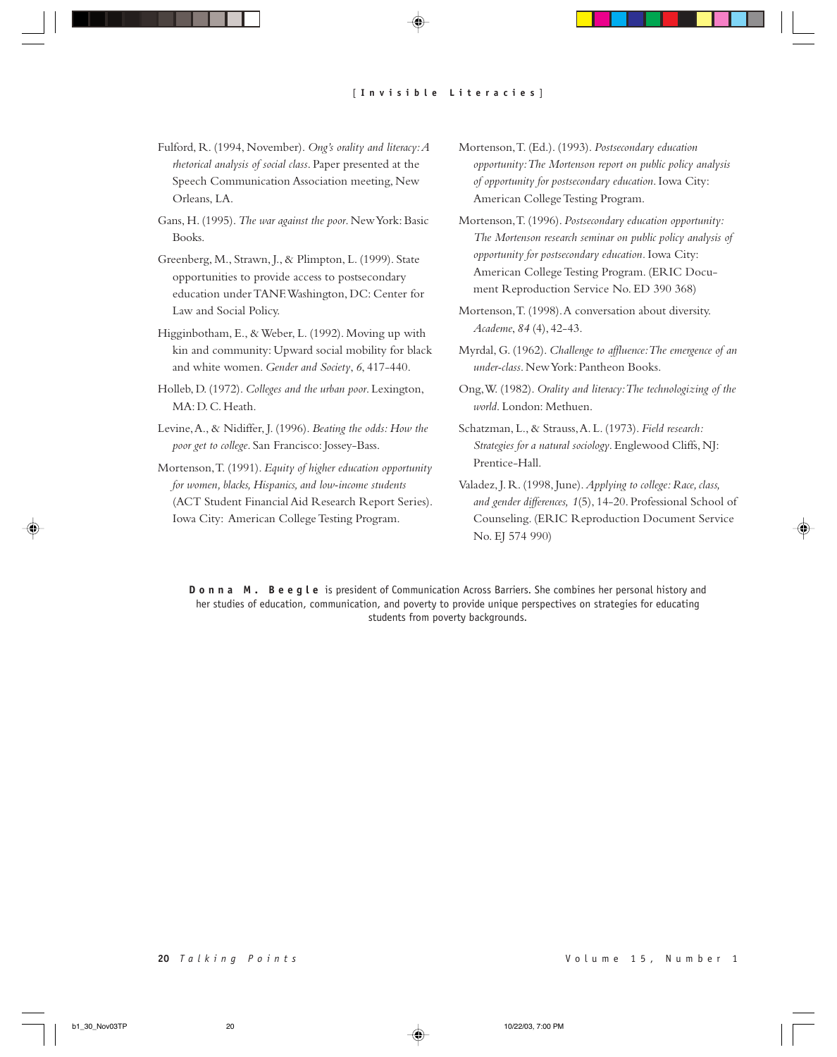Fulford, R. (1994, November). *Ong's orality and literacy: A rhetorical analysis of social class*. Paper presented at the Speech Communication Association meeting, New Orleans, LA.

Gans, H. (1995). *The war against the poor*. New York: Basic Books.

Greenberg, M., Strawn, J., & Plimpton, L. (1999). State opportunities to provide access to postsecondary education under TANF. Washington, DC: Center for Law and Social Policy.

Higginbotham, E., & Weber, L. (1992). Moving up with kin and community: Upward social mobility for black and white women. *Gender and Society*, *6*, 417-440.

Holleb, D. (1972). *Colleges and the urban poor*. Lexington, MA: D. C. Heath.

Levine, A., & Nidiffer, J. (1996). *Beating the odds: How the poor get to college*. San Francisco: Jossey-Bass.

Mortenson, T. (1991). *Equity of higher education opportunity for women, blacks, Hispanics, and low-income students* (ACT Student Financial Aid Research Report Series). Iowa City: American College Testing Program.

Mortenson, T. (Ed.). (1993). *Postsecondary education opportunity: The Mortenson report on public policy analysis of opportunity for postsecondary education*. Iowa City: American College Testing Program.

Mortenson, T. (1996). *Postsecondary education opportunity: The Mortenson research seminar on public policy analysis of opportunity for postsecondary education*. Iowa City: American College Testing Program. (ERIC Document Reproduction Service No. ED 390 368)

Mortenson, T. (1998). A conversation about diversity. *Academe*, *84* (4), 42-43.

Myrdal, G. (1962). *Challenge to affluence: The emergence of an under-class*. New York: Pantheon Books.

Ong, W. (1982). *Orality and literacy: The technologizing of the world*. London: Methuen.

Schatzman, L., & Strauss, A. L. (1973). *Field research: Strategies for a natural sociology*. Englewood Cliffs, NJ: Prentice-Hall.

Valadez, J. R. (1998, June). *Applying to college: Race, class, and gender differences, 1*(5), 14-20. Professional School of Counseling. (ERIC Reproduction Document Service No. EJ 574 990)

**Donna M. Beegle** is president of Communication Across Barriers. She combines her personal history and her studies of education, communication, and poverty to provide unique perspectives on strategies for educating students from poverty backgrounds.